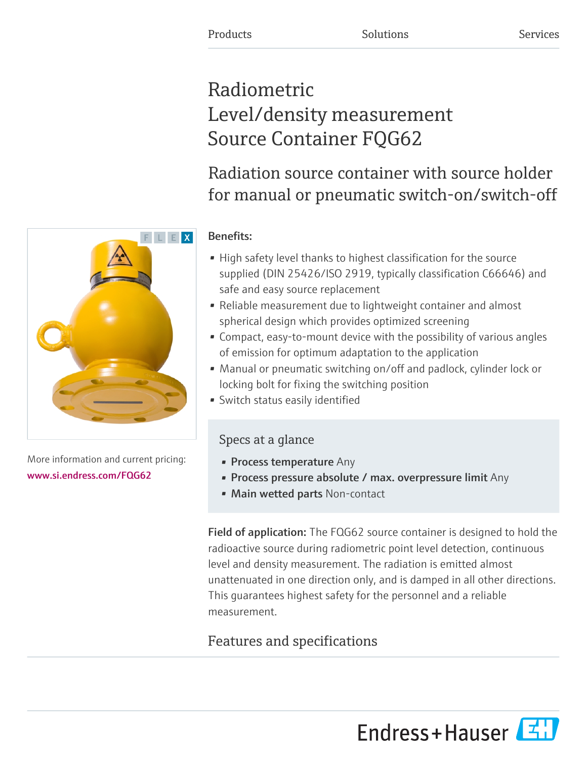Products Solutions Services

# Radiometric Level/density measurement Source Container FQG62

## Radiation source container with source holder for manual or pneumatic switch-on/switch-off

F L E X

More information and current pricing:
www.si.endress.com/FQG62

**Benefits:**

- High safety level thanks to highest classification for the source supplied (DIN 25426/ISO 2919, typically classification C66646) and safe and easy source replacement
- Reliable measurement due to lightweight container and almost spherical design which provides optimized screening
- Compact, easy-to-mount device with the possibility of various angles of emission for optimum adaptation to the application
- Manual or pneumatic switching on/off and padlock, cylinder lock or locking bolt for fixing the switching position
- Switch status easily identified

### Specs at a glance

- **Process temperature** Any
- **Process pressure absolute / max. overpressure limit** Any
- **Main wetted parts** Non-contact

**Field of application:** The FQG62 source container is designed to hold the radioactive source during radiometric point level detection, continuous level and density measurement. The radiation is emitted almost unattenuated in one direction only, and is damped in all other directions. This guarantees highest safety for the personnel and a reliable measurement.

## Features and specifications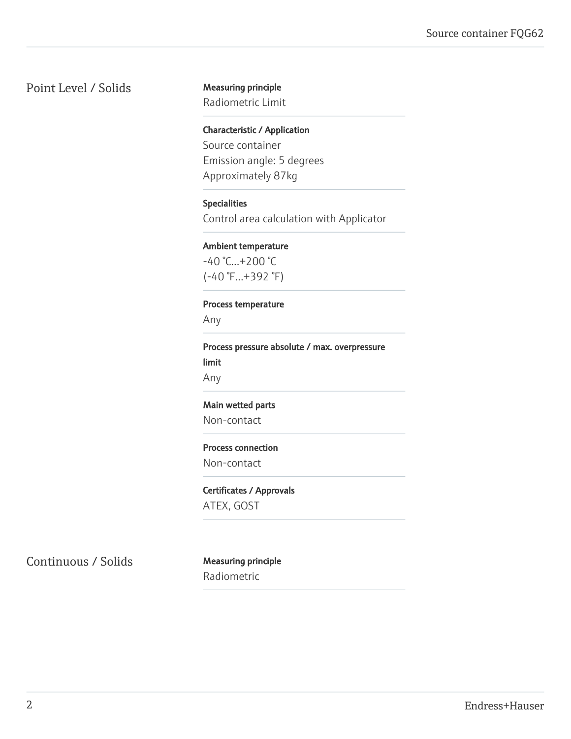## Point Level / Solids

**Measuring principle**
Radiometric Limit

**Characteristic / Application**
Source container
Emission angle: 5 degrees
Approximately 87kg

**Specialities**
Control area calculation with Applicator

**Ambient temperature**
-40 °C...+200 °C
(-40 °F...+392 °F)

**Process temperature**
Any

**Process pressure absolute / max. overpressure limit**
Any

**Main wetted parts**
Non-contact

**Process connection**
Non-contact

**Certificates / Approvals**
ATEX, GOST

## Continuous / Solids

**Measuring principle**
Radiometric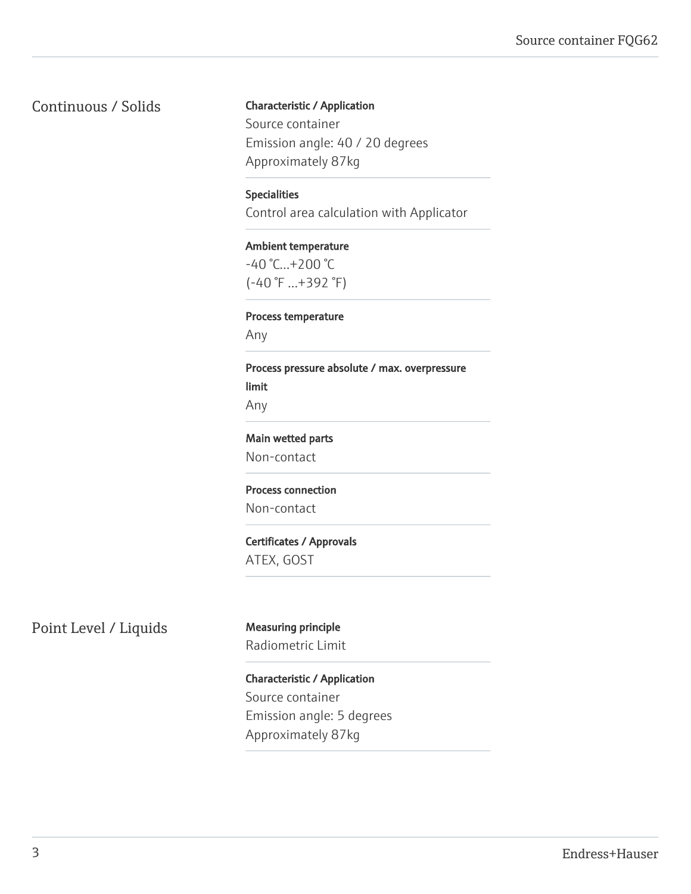## Continuous / Solids

**Characteristic / Application**
Source container
Emission angle: 40 / 20 degrees
Approximately 87kg

**Specialities**
Control area calculation with Applicator

**Ambient temperature**
-40 °C...+200 °C
(-40 °F ...+392 °F)

**Process temperature**
Any

**Process pressure absolute / max. overpressure limit**
Any

**Main wetted parts**
Non-contact

**Process connection**
Non-contact

**Certificates / Approvals**
ATEX, GOST

## Point Level / Liquids

**Measuring principle**
Radiometric Limit

**Characteristic / Application**
Source container
Emission angle: 5 degrees
Approximately 87kg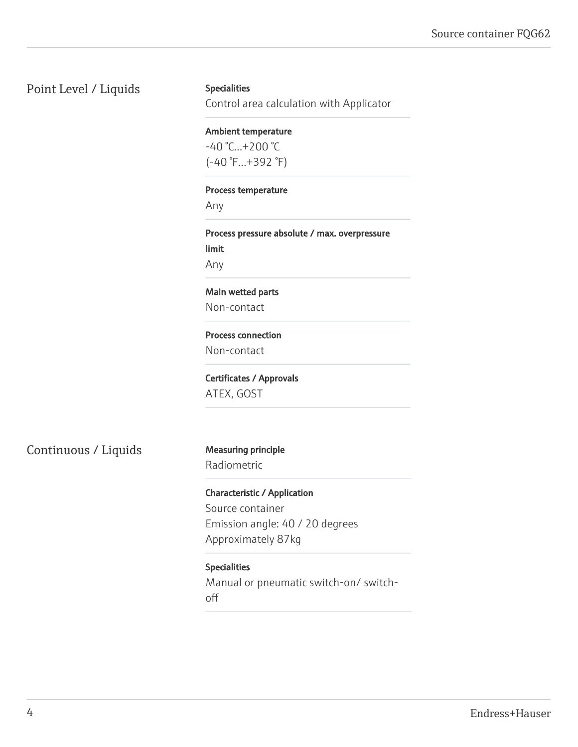## Point Level / Liquids

**Specialities**
Control area calculation with Applicator

**Ambient temperature**
-40 °C...+200 °C
(-40 °F...+392 °F)

**Process temperature**
Any

**Process pressure absolute / max. overpressure limit**
Any

**Main wetted parts**
Non-contact

**Process connection**
Non-contact

**Certificates / Approvals**
ATEX, GOST

## Continuous / Liquids

**Measuring principle**
Radiometric

**Characteristic / Application**
Source container
Emission angle: 40 / 20 degrees
Approximately 87kg

**Specialities**
Manual or pneumatic switch-on/ switch-off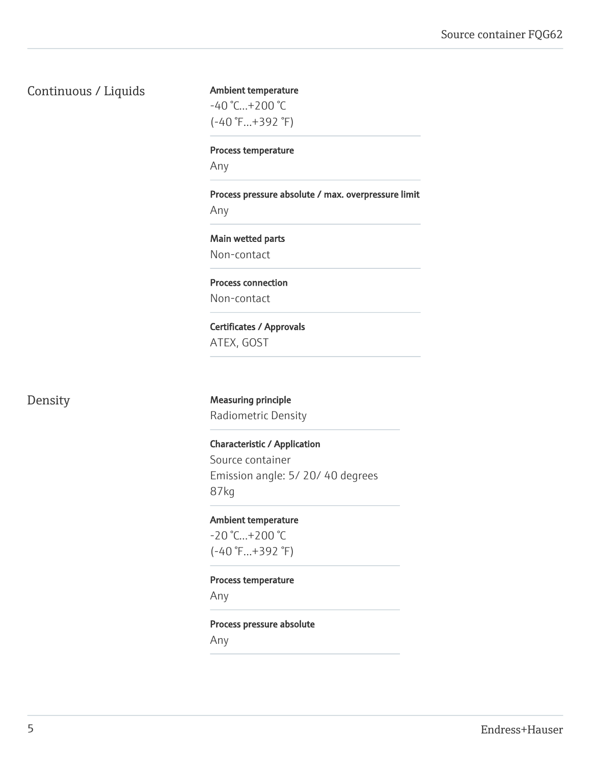## Continuous / Liquids

**Ambient temperature**
-40 °C...+200 °C
(-40 °F...+392 °F)

**Process temperature**
Any

**Process pressure absolute / max. overpressure limit**
Any

**Main wetted parts**
Non-contact

**Process connection**
Non-contact

**Certificates / Approvals**
ATEX, GOST

## Density

**Measuring principle**
Radiometric Density

**Characteristic / Application**
Source container
Emission angle: 5/ 20/ 40 degrees
87kg

**Ambient temperature**
-20 °C...+200 °C
(-40 °F...+392 °F)

**Process temperature**
Any

**Process pressure absolute**
Any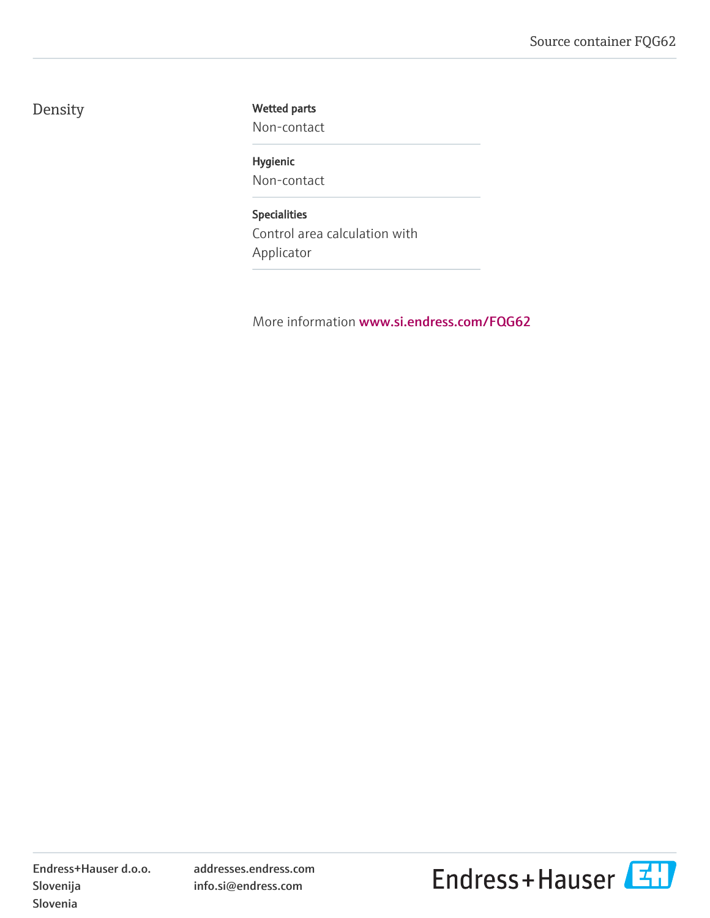## Density

**Wetted parts**
Non-contact

**Hygienic**
Non-contact

**Specialities**
Control area calculation with Applicator

More information **www.si.endress.com/FQG62**

Endress+Hauser d.o.o.
Slovenija
Slovenia

addresses.endress.com
info.si@endress.com

Endress+Hauser